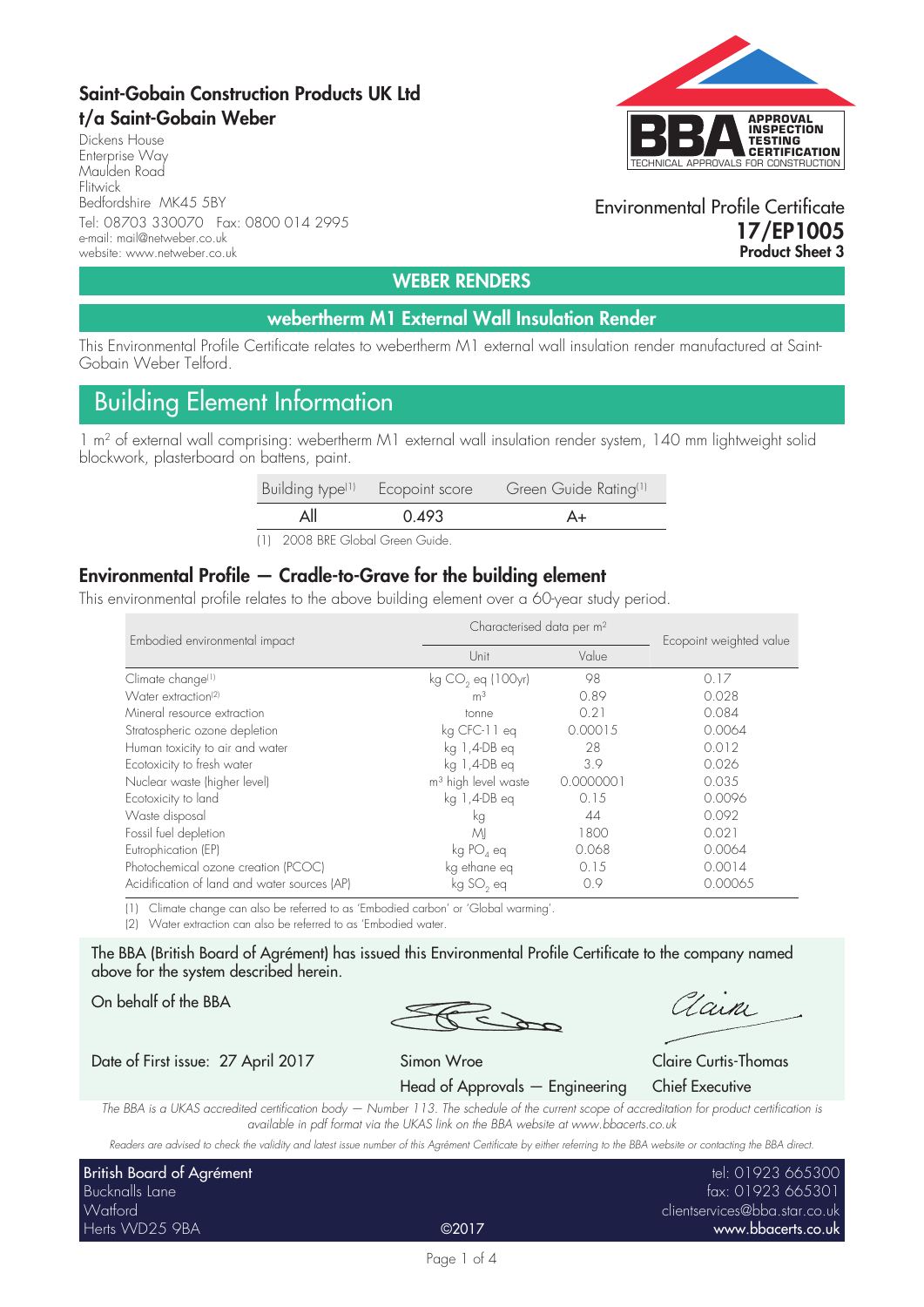**Saint-Gobain Construction Products UK Ltd**
**t/a Saint-Gobain Weber**

Dickens House
Enterprise Way
Maulden Road
Flitwick
Bedfordshire MK45 5BY
Tel: 08703 330070 Fax: 0800 014 2995
e-mail: mail@netweber.co.uk
website: www.netweber.co.uk

BBA APPROVAL INSPECTION TESTING CERTIFICATION
TECHNICAL APPROVALS FOR CONSTRUCTION

Environmental Profile Certificate
**17/EP1005**
**Product Sheet 3**

## WEBER RENDERS

## webertherm M1 External Wall Insulation Render

This Environmental Profile Certificate relates to webertherm M1 external wall insulation render manufactured at Saint-Gobain Weber Telford.

# Building Element Information

1 m² of external wall comprising: webertherm M1 external wall insulation render system, 140 mm lightweight solid blockwork, plasterboard on battens, paint.

| Building type[1] | Ecopoint score | Green Guide Rating[1] |
|---|---|---|
| All | 0.493 | A+ |

(1) 2008 BRE Global Green Guide.

## Environmental Profile — Cradle-to-Grave for the building element

This environmental profile relates to the above building element over a 60-year study period.

| Embodied environmental impact | Characterised data per m² | | Ecopoint weighted value |
|---|---|---|---|
| | Unit | Value | |
| Climate change[1] | kg $CO_2$ eq (100yr) | 98 | 0.17 |
| Water extraction[2] | m³ | 0.89 | 0.028 |
| Mineral resource extraction | tonne | 0.21 | 0.084 |
| Stratospheric ozone depletion | kg CFC-11 eq | 0.00015 | 0.0064 |
| Human toxicity to air and water | kg 1,4-DB eq | 28 | 0.012 |
| Ecotoxicity to fresh water | kg 1,4-DB eq | 3.9 | 0.026 |
| Nuclear waste (higher level) | m³ high level waste | 0.0000001 | 0.035 |
| Ecotoxicity to land | kg 1,4-DB eq | 0.15 | 0.0096 |
| Waste disposal | kg | 44 | 0.092 |
| Fossil fuel depletion | MJ | 1800 | 0.021 |
| Eutrophication (EP) | kg $PO_4$ eq | 0.068 | 0.0064 |
| Photochemical ozone creation (PCOC) | kg ethane eq | 0.15 | 0.0014 |
| Acidification of land and water sources (AP) | kg $SO_2$ eq | 0.9 | 0.00065 |

(1) Climate change can also be referred to as 'Embodied carbon' or 'Global warming'.
(2) Water extraction can also be referred to as 'Embodied water.

The BBA (British Board of Agrément) has issued this Environmental Profile Certificate to the company named above for the system described herein.

On behalf of the BBA

Date of First issue: 27 April 2017

Simon Wroe
Head of Approvals — Engineering

Claire Curtis-Thomas
Chief Executive

*The BBA is a UKAS accredited certification body — Number 113. The schedule of the current scope of accreditation for product certification is available in pdf format via the UKAS link on the BBA website at www.bbacerts.co.uk*

*Readers are advised to check the validity and latest issue number of this Agrément Certificate by either referring to the BBA website or contacting the BBA direct.*

British Board of Agrément
Bucknalls Lane
Watford
Herts WD25 9BA

©2017

tel: 01923 665300
fax: 01923 665301
clientservices@bba.star.co.uk
www.bbacerts.co.uk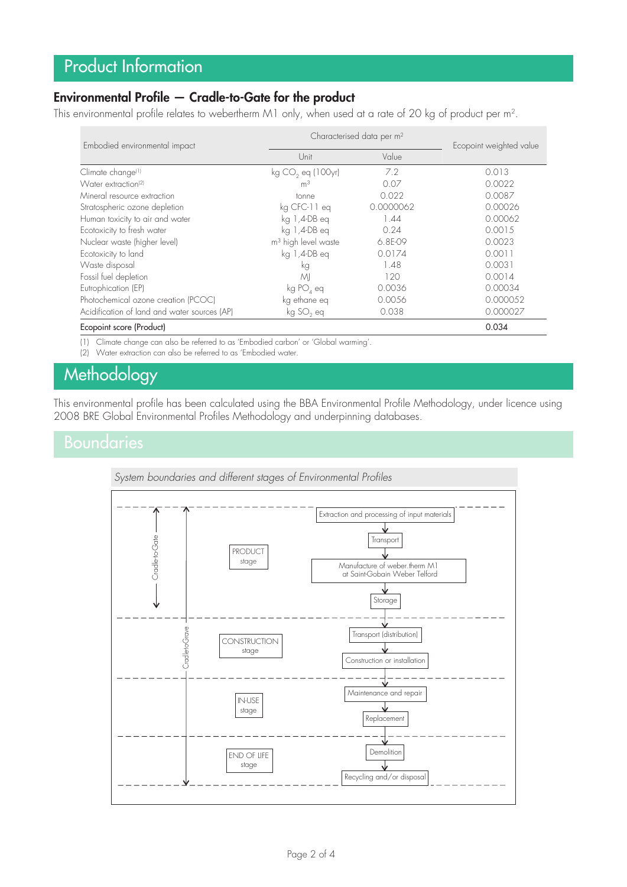# Product Information

### Environmental Profile — Cradle-to-Gate for the product

This environmental profile relates to webertherm M1 only, when used at a rate of 20 kg of product per $m^2$.

| Embodied environmental impact | Characterised data per $m^2$ | | Ecopoint weighted value |
|---|---|---|---|
| | Unit | Value | |
| Climate change[1] | kg $CO_2$ eq (100yr) | 7.2 | 0.013 |
| Water extraction[2] | $m^3$ | 0.07 | 0.0022 |
| Mineral resource extraction | tonne | 0.022 | 0.0087 |
| Stratospheric ozone depletion | kg CFC-11 eq | 0.0000062 | 0.00026 |
| Human toxicity to air and water | kg 1,4-DB eq | 1.44 | 0.00062 |
| Ecotoxicity to fresh water | kg 1,4-DB eq | 0.24 | 0.0015 |
| Nuclear waste (higher level) | $m^3$ high level waste | 6.8E-09 | 0.0023 |
| Ecotoxicity to land | kg 1,4-DB eq | 0.0174 | 0.0011 |
| Waste disposal | kg | 1.48 | 0.0031 |
| Fossil fuel depletion | MJ | 120 | 0.0014 |
| Eutrophication (EP) | kg $PO_4$ eq | 0.0036 | 0.00034 |
| Photochemical ozone creation (PCOC) | kg ethane eq | 0.0056 | 0.000052 |
| Acidification of land and water sources (AP) | kg $SO_2$ eq | 0.038 | 0.000027 |
| Ecopoint score (Product) | | | 0.034 |

(1) Climate change can also be referred to as 'Embodied carbon' or 'Global warming'.
(2) Water extraction can also be referred to as 'Embodied water.

# Methodology

This environmental profile has been calculated using the BBA Environmental Profile Methodology, under licence using 2008 BRE Global Environmental Profiles Methodology and underpinning databases.

# Boundaries

*System boundaries and different stages of Environmental Profiles*

Cradle-to-Gate
Cradle-to-Grave

PRODUCT stage
Extraction and processing of input materials
Transport
Manufacture of weber.therm M1 at Saint-Gobain Weber Telford
Storage

CONSTRUCTION stage
Transport (distribution)
Construction or installation

IN-USE stage
Maintenance and repair
Replacement

END OF LIFE stage
Demolition
Recycling and/or disposal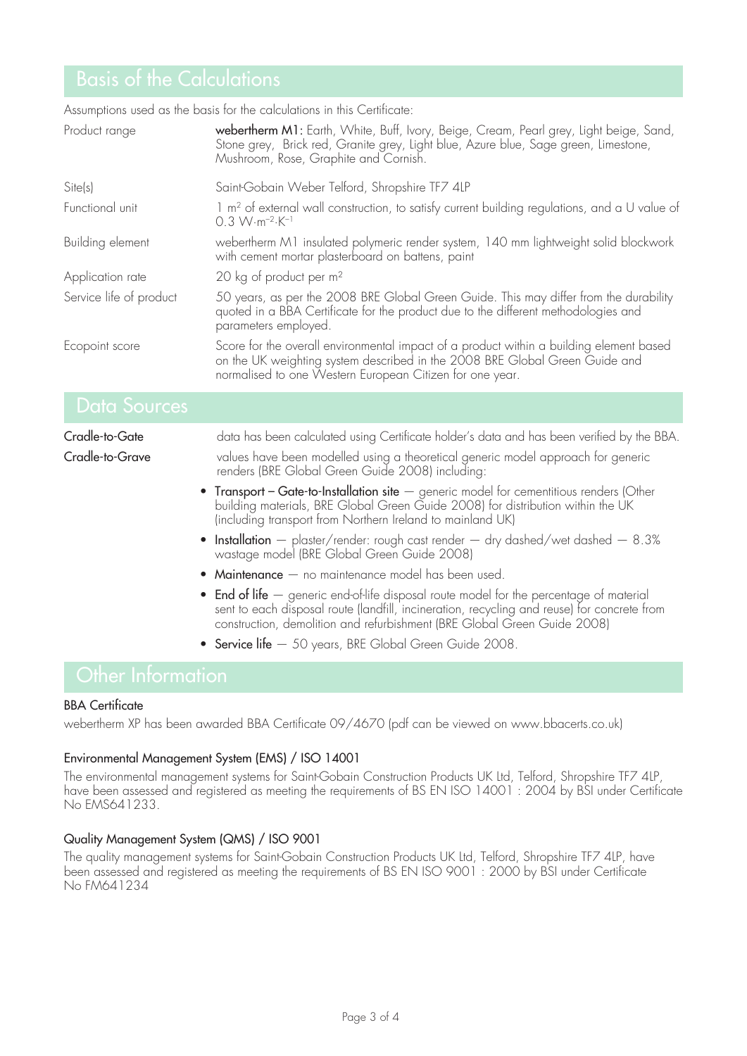## Basis of the Calculations

Assumptions used as the basis for the calculations in this Certificate:

| | |
|---|---|
| Product range | **webertherm M1:** Earth, White, Buff, Ivory, Beige, Cream, Pearl grey, Light beige, Sand, Stone grey, Brick red, Granite grey, Light blue, Azure blue, Sage green, Limestone, Mushroom, Rose, Graphite and Cornish. |
| Site(s) | Saint-Gobain Weber Telford, Shropshire TF7 4LP |
| Functional unit | 1 $m^2$ of external wall construction, to satisfy current building regulations, and a U value of 0.3 $W{\cdot}m^{-2}{\cdot}K^{-1}$ |
| Building element | webertherm M1 insulated polymeric render system, 140 mm lightweight solid blockwork with cement mortar plasterboard on battens, paint |
| Application rate | 20 kg of product per $m^2$ |
| Service life of product | 50 years, as per the 2008 BRE Global Green Guide. This may differ from the durability quoted in a BBA Certificate for the product due to the different methodologies and parameters employed. |
| Ecopoint score | Score for the overall environmental impact of a product within a building element based on the UK weighting system described in the 2008 BRE Global Green Guide and normalised to one Western European Citizen for one year. |

## Data Sources

**Cradle-to-Gate** data has been calculated using Certificate holder's data and has been verified by the BBA.

**Cradle-to-Grave** values have been modelled using a theoretical generic model approach for generic renders (BRE Global Green Guide 2008) including:

- **Transport – Gate-to-Installation site** — generic model for cementitious renders (Other building materials, BRE Global Green Guide 2008) for distribution within the UK (including transport from Northern Ireland to mainland UK)
- **Installation** — plaster/render: rough cast render — dry dashed/wet dashed — 8.3% wastage model (BRE Global Green Guide 2008)
- **Maintenance** — no maintenance model has been used.
- **End of life** — generic end-of-life disposal route model for the percentage of material sent to each disposal route (landfill, incineration, recycling and reuse) for concrete from construction, demolition and refurbishment (BRE Global Green Guide 2008)
- **Service life** — 50 years, BRE Global Green Guide 2008.

## Other Information

### BBA Certificate

webertherm XP has been awarded BBA Certificate 09/4670 (pdf can be viewed on www.bbacerts.co.uk)

### Environmental Management System (EMS) / ISO 14001

The environmental management systems for Saint-Gobain Construction Products UK Ltd, Telford, Shropshire TF7 4LP, have been assessed and registered as meeting the requirements of BS EN ISO 14001 : 2004 by BSI under Certificate No EMS641233.

### Quality Management System (QMS) / ISO 9001

The quality management systems for Saint-Gobain Construction Products UK Ltd, Telford, Shropshire TF7 4LP, have been assessed and registered as meeting the requirements of BS EN ISO 9001 : 2000 by BSI under Certificate No FM641234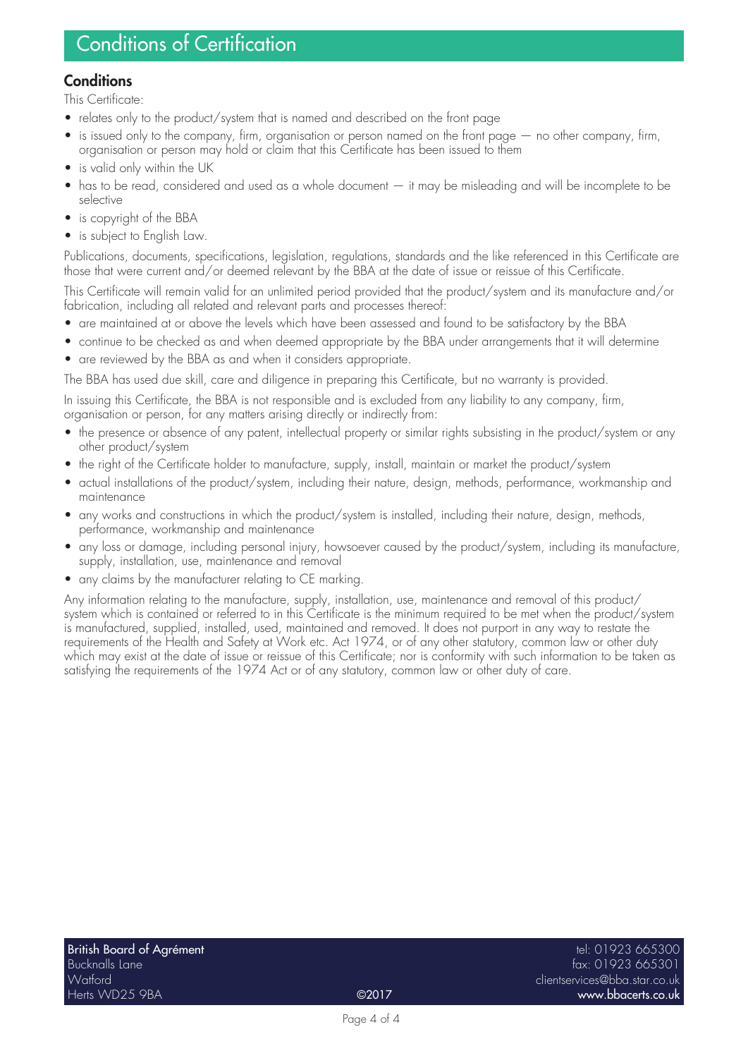# Conditions of Certification

## Conditions

This Certificate:

- relates only to the product/system that is named and described on the front page
- is issued only to the company, firm, organisation or person named on the front page — no other company, firm, organisation or person may hold or claim that this Certificate has been issued to them
- is valid only within the UK
- has to be read, considered and used as a whole document — it may be misleading and will be incomplete to be selective
- is copyright of the BBA
- is subject to English Law.

Publications, documents, specifications, legislation, regulations, standards and the like referenced in this Certificate are those that were current and/or deemed relevant by the BBA at the date of issue or reissue of this Certificate.

This Certificate will remain valid for an unlimited period provided that the product/system and its manufacture and/or fabrication, including all related and relevant parts and processes thereof:

- are maintained at or above the levels which have been assessed and found to be satisfactory by the BBA
- continue to be checked as and when deemed appropriate by the BBA under arrangements that it will determine
- are reviewed by the BBA as and when it considers appropriate.

The BBA has used due skill, care and diligence in preparing this Certificate, but no warranty is provided.

In issuing this Certificate, the BBA is not responsible and is excluded from any liability to any company, firm, organisation or person, for any matters arising directly or indirectly from:

- the presence or absence of any patent, intellectual property or similar rights subsisting in the product/system or any other product/system
- the right of the Certificate holder to manufacture, supply, install, maintain or market the product/system
- actual installations of the product/system, including their nature, design, methods, performance, workmanship and maintenance
- any works and constructions in which the product/system is installed, including their nature, design, methods, performance, workmanship and maintenance
- any loss or damage, including personal injury, howsoever caused by the product/system, including its manufacture, supply, installation, use, maintenance and removal
- any claims by the manufacturer relating to CE marking.

Any information relating to the manufacture, supply, installation, use, maintenance and removal of this product/system which is contained or referred to in this Certificate is the minimum required to be met when the product/system is manufactured, supplied, installed, used, maintained and removed. It does not purport in any way to restate the requirements of the Health and Safety at Work etc. Act 1974, or of any other statutory, common law or other duty which may exist at the date of issue or reissue of this Certificate; nor is conformity with such information to be taken as satisfying the requirements of the 1974 Act or of any statutory, common law or other duty of care.

**British Board of Agrément**
Bucknalls Lane
Watford
Herts WD25 9BA

©2017

tel: 01923 665300
fax: 01923 665301
clientservices@bba.star.co.uk
**www.bbacerts.co.uk**